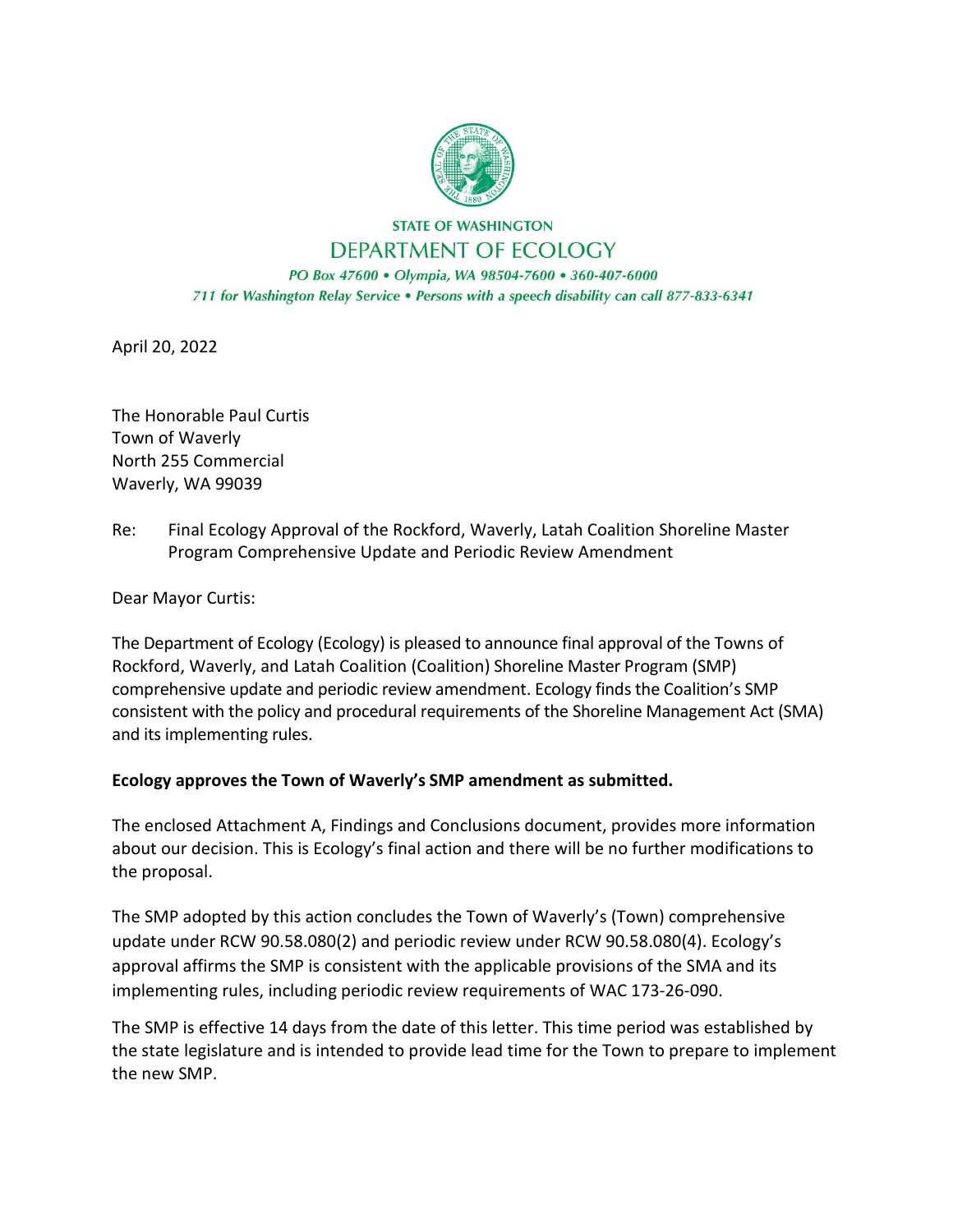STATE OF WASHINGTON

DEPARTMENT OF ECOLOGY

*PO Box 47600 • Olympia, WA 98504-7600 • 360-407-6000*

*711 for Washington Relay Service • Persons with a speech disability can call 877-833-6341*

April 20, 2022

The Honorable Paul Curtis
Town of Waverly
North 255 Commercial
Waverly, WA 99039

Re: Final Ecology Approval of the Rockford, Waverly, Latah Coalition Shoreline Master Program Comprehensive Update and Periodic Review Amendment

Dear Mayor Curtis:

The Department of Ecology (Ecology) is pleased to announce final approval of the Towns of Rockford, Waverly, and Latah Coalition (Coalition) Shoreline Master Program (SMP) comprehensive update and periodic review amendment. Ecology finds the Coalition's SMP consistent with the policy and procedural requirements of the Shoreline Management Act (SMA) and its implementing rules.

**Ecology approves the Town of Waverly's SMP amendment as submitted.**

The enclosed Attachment A, Findings and Conclusions document, provides more information about our decision. This is Ecology's final action and there will be no further modifications to the proposal.

The SMP adopted by this action concludes the Town of Waverly's (Town) comprehensive update under RCW 90.58.080(2) and periodic review under RCW 90.58.080(4). Ecology's approval affirms the SMP is consistent with the applicable provisions of the SMA and its implementing rules, including periodic review requirements of WAC 173-26-090.

The SMP is effective 14 days from the date of this letter. This time period was established by the state legislature and is intended to provide lead time for the Town to prepare to implement the new SMP.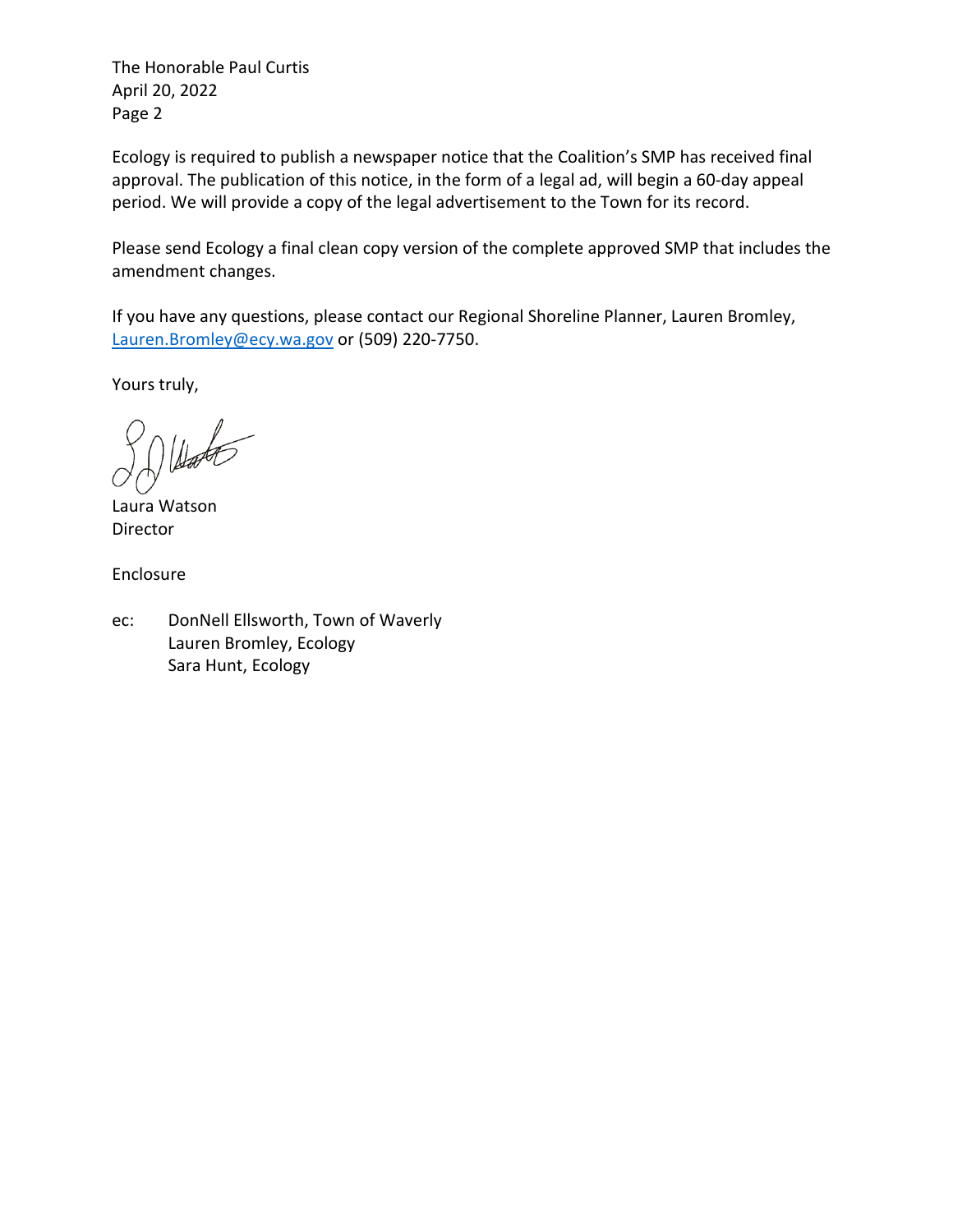Ecology is required to publish a newspaper notice that the Coalition's SMP has received final approval. The publication of this notice, in the form of a legal ad, will begin a 60-day appeal period. We will provide a copy of the legal advertisement to the Town for its record.

Please send Ecology a final clean copy version of the complete approved SMP that includes the amendment changes.

If you have any questions, please contact our Regional Shoreline Planner, Lauren Bromley, Lauren.Bromley@ecy.wa.gov or (509) 220-7750.

Yours truly,

Laura Watson
Director

Enclosure

ec: DonNell Ellsworth, Town of Waverly
Lauren Bromley, Ecology
Sara Hunt, Ecology